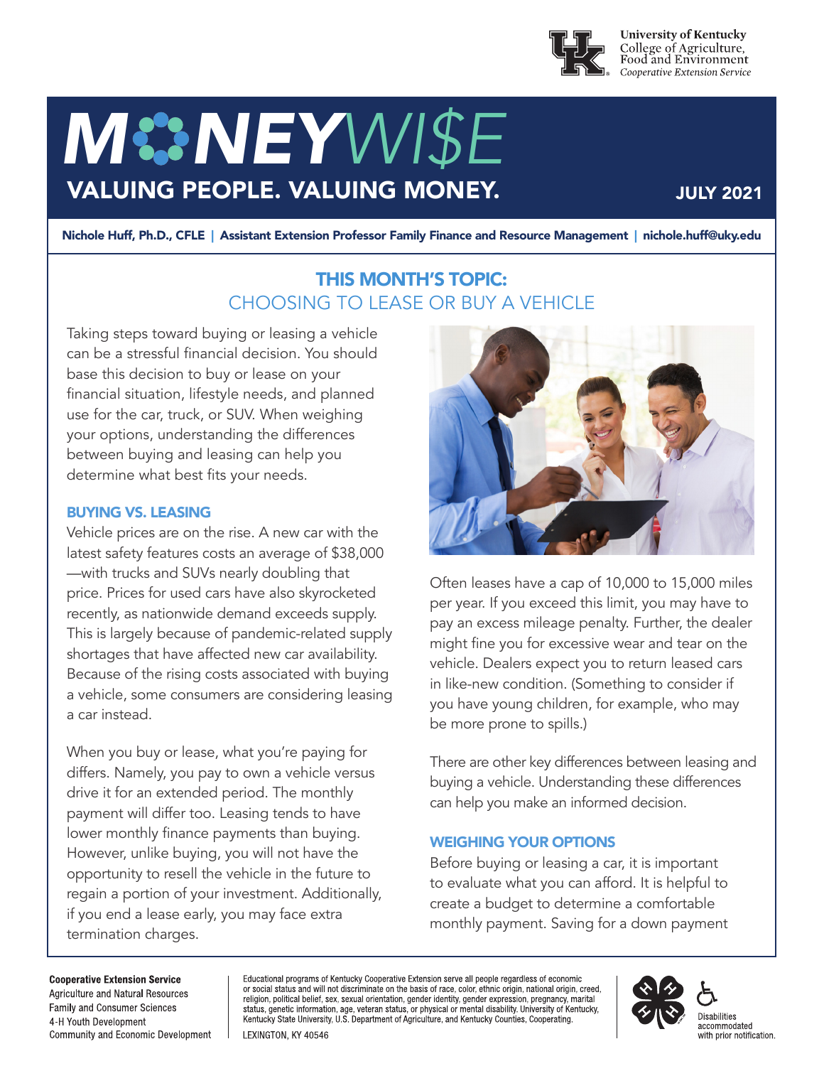University of Kentucky
College of Agriculture, Food and Environment
*Cooperative Extension Service*

# MONEYWI$E

## VALUING PEOPLE. VALUING MONEY.

**JULY 2021**

**Nichole Huff, Ph.D., CFLE | Assistant Extension Professor Family Finance and Resource Management | nichole.huff@uky.edu**

## THIS MONTH'S TOPIC: CHOOSING TO LEASE OR BUY A VEHICLE

Taking steps toward buying or leasing a vehicle can be a stressful financial decision. You should base this decision to buy or lease on your financial situation, lifestyle needs, and planned use for the car, truck, or SUV. When weighing your options, understanding the differences between buying and leasing can help you determine what best fits your needs.

### BUYING VS. LEASING

Vehicle prices are on the rise. A new car with the latest safety features costs an average of $38,000—with trucks and SUVs nearly doubling that price. Prices for used cars have also skyrocketed recently, as nationwide demand exceeds supply. This is largely because of pandemic-related supply shortages that have affected new car availability. Because of the rising costs associated with buying a vehicle, some consumers are considering leasing a car instead.

When you buy or lease, what you're paying for differs. Namely, you pay to own a vehicle versus drive it for an extended period. The monthly payment will differ too. Leasing tends to have lower monthly finance payments than buying. However, unlike buying, you will not have the opportunity to resell the vehicle in the future to regain a portion of your investment. Additionally, if you end a lease early, you may face extra termination charges.

Often leases have a cap of 10,000 to 15,000 miles per year. If you exceed this limit, you may have to pay an excess mileage penalty. Further, the dealer might fine you for excessive wear and tear on the vehicle. Dealers expect you to return leased cars in like-new condition. (Something to consider if you have young children, for example, who may be more prone to spills.)

There are other key differences between leasing and buying a vehicle. Understanding these differences can help you make an informed decision.

### WEIGHING YOUR OPTIONS

Before buying or leasing a car, it is important to evaluate what you can afford. It is helpful to create a budget to determine a comfortable monthly payment. Saving for a down payment

**Cooperative Extension Service**
Agriculture and Natural Resources
Family and Consumer Sciences
4-H Youth Development
Community and Economic Development

Educational programs of Kentucky Cooperative Extension serve all people regardless of economic or social status and will not discriminate on the basis of race, color, ethnic origin, national origin, creed, religion, political belief, sex, sexual orientation, gender identity, gender expression, pregnancy, marital status, genetic information, age, veteran status, or physical or mental disability. University of Kentucky, Kentucky State University, U.S. Department of Agriculture, and Kentucky Counties, Cooperating.
LEXINGTON, KY 40546

Disabilities accommodated with prior notification.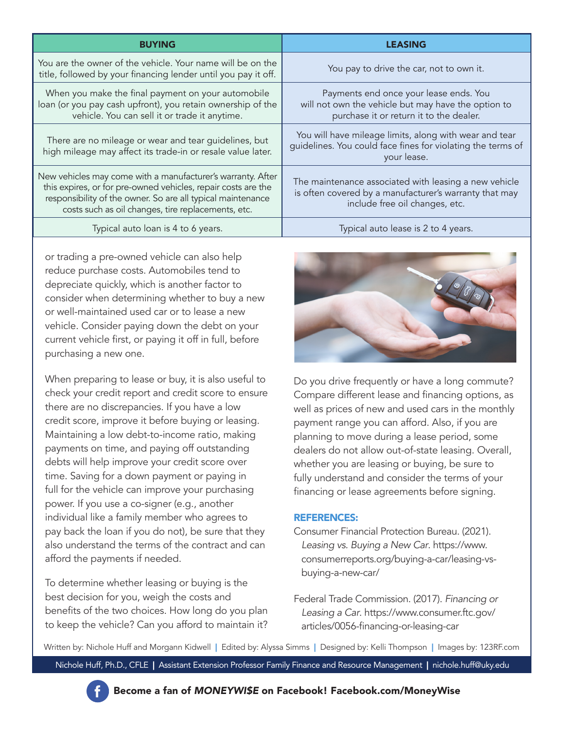| BUYING | LEASING |
|---|---|
| You are the owner of the vehicle. Your name will be on the title, followed by your financing lender until you pay it off. | You pay to drive the car, not to own it. |
| When you make the final payment on your automobile loan (or you pay cash upfront), you retain ownership of the vehicle. You can sell it or trade it anytime. | Payments end once your lease ends. You will not own the vehicle but may have the option to purchase it or return it to the dealer. |
| There are no mileage or wear and tear guidelines, but high mileage may affect its trade-in or resale value later. | You will have mileage limits, along with wear and tear guidelines. You could face fines for violating the terms of your lease. |
| New vehicles may come with a manufacturer's warranty. After this expires, or for pre-owned vehicles, repair costs are the responsibility of the owner. So are all typical maintenance costs such as oil changes, tire replacements, etc. | The maintenance associated with leasing a new vehicle is often covered by a manufacturer's warranty that may include free oil changes, etc. |
| Typical auto loan is 4 to 6 years. | Typical auto lease is 2 to 4 years. |

or trading a pre-owned vehicle can also help reduce purchase costs. Automobiles tend to depreciate quickly, which is another factor to consider when determining whether to buy a new or well-maintained used car or to lease a new vehicle. Consider paying down the debt on your current vehicle first, or paying it off in full, before purchasing a new one.

When preparing to lease or buy, it is also useful to check your credit report and credit score to ensure there are no discrepancies. If you have a low credit score, improve it before buying or leasing. Maintaining a low debt-to-income ratio, making payments on time, and paying off outstanding debts will help improve your credit score over time. Saving for a down payment or paying in full for the vehicle can improve your purchasing power. If you use a co-signer (e.g., another individual like a family member who agrees to pay back the loan if you do not), be sure that they also understand the terms of the contract and can afford the payments if needed.

To determine whether leasing or buying is the best decision for you, weigh the costs and benefits of the two choices. How long do you plan to keep the vehicle? Can you afford to maintain it? Do you drive frequently or have a long commute? Compare different lease and financing options, as well as prices of new and used cars in the monthly payment range you can afford. Also, if you are planning to move during a lease period, some dealers do not allow out-of-state leasing. Overall, whether you are leasing or buying, be sure to fully understand and consider the terms of your financing or lease agreements before signing.

## REFERENCES:

Consumer Financial Protection Bureau. (2021). *Leasing vs. Buying a New Car*. https://www.consumerreports.org/buying-a-car/leasing-vs-buying-a-new-car/

Federal Trade Commission. (2017). *Financing or Leasing a Car*. https://www.consumer.ftc.gov/articles/0056-financing-or-leasing-car

Written by: Nichole Huff and Morgann Kidwell | Edited by: Alyssa Simms | Designed by: Kelli Thompson | Images by: 123RF.com

Nichole Huff, Ph.D., CFLE | Assistant Extension Professor Family Finance and Resource Management | nichole.huff@uky.edu

**Become a fan of *MONEYWI$E* on Facebook! Facebook.com/MoneyWise**